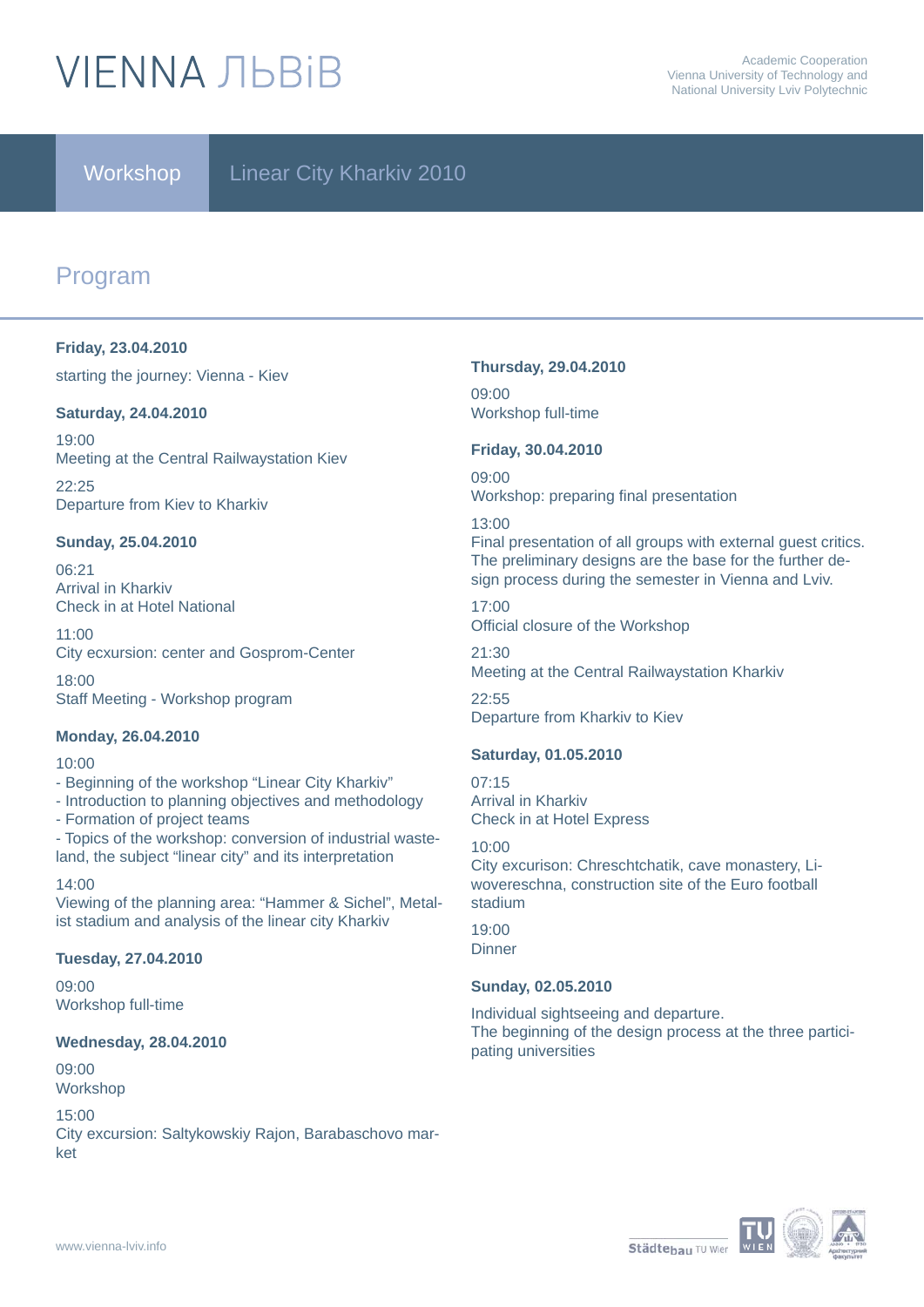# VIENNA ЛЬВiВ

Academic Cooperation
Vienna University of Technology and
National University Lviv Polytechnic

**Workshop** Linear City Kharkiv 2010

## Program

**Friday, 23.04.2010**

starting the journey: Vienna - Kiev

**Saturday, 24.04.2010**

19:00
Meeting at the Central Railwaystation Kiev

22:25
Departure from Kiev to Kharkiv

**Sunday, 25.04.2010**

06:21
Arrival in Kharkiv
Check in at Hotel National

11:00
City ecxursion: center and Gosprom-Center

18:00
Staff Meeting - Workshop program

**Monday, 26.04.2010**

10:00
- Beginning of the workshop “Linear City Kharkiv”
- Introduction to planning objectives and methodology
- Formation of project teams
- Topics of the workshop: conversion of industrial wasteland, the subject “linear city” and its interpretation

14:00
Viewing of the planning area: “Hammer & Sichel”, Metalist stadium and analysis of the linear city Kharkiv

**Tuesday, 27.04.2010**

09:00
Workshop full-time

**Wednesday, 28.04.2010**

09:00
Workshop

15:00
City excursion: Saltykowskiy Rajon, Barabaschovo market

**Thursday, 29.04.2010**

09:00
Workshop full-time

**Friday, 30.04.2010**

09:00
Workshop: preparing final presentation

13:00
Final presentation of all groups with external guest critics. The preliminary designs are the base for the further design process during the semester in Vienna and Lviv.

17:00
Official closure of the Workshop

21:30
Meeting at the Central Railwaystation Kharkiv

22:55
Departure from Kharkiv to Kiev

**Saturday, 01.05.2010**

07:15
Arrival in Kharkiv
Check in at Hotel Express

10:00
City excurison: Chreschtchatik, cave monastery, Liwovereschna, construction site of the Euro football stadium

19:00
Dinner

**Sunday, 02.05.2010**

Individual sightseeing and departure.
The beginning of the design process at the three participating universities

www.vienna-lviv.info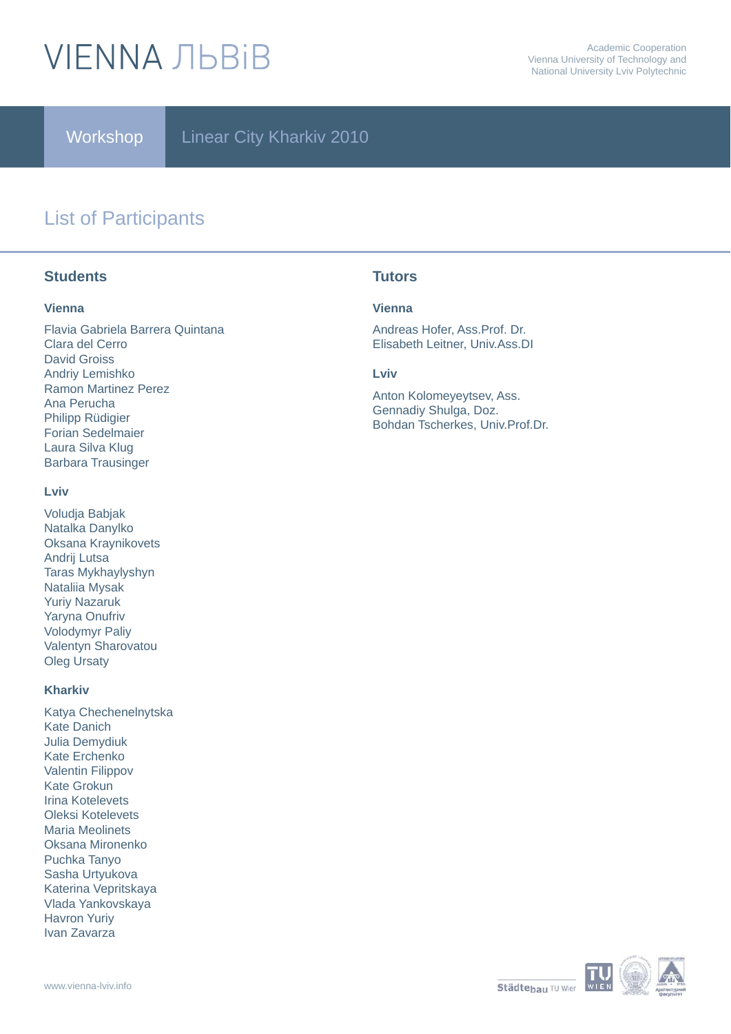# VIENNA ЛЬВiВ

Academic Cooperation
Vienna University of Technology and
National University Lviv Polytechnic

Workshop

Linear City Kharkiv 2010

## List of Participants

### Students

#### Vienna

Flavia Gabriela Barrera Quintana
Clara del Cerro
David Groiss
Andriy Lemishko
Ramon Martinez Perez
Ana Perucha
Philipp Rüdigier
Forian Sedelmaier
Laura Silva Klug
Barbara Trausinger

#### Lviv

Voludja Babjak
Natalka Danylko
Oksana Kraynikovets
Andrij Lutsa
Taras Mykhaylyshyn
Nataliia Mysak
Yuriy Nazaruk
Yaryna Onufriv
Volodymyr Paliy
Valentyn Sharovatou
Oleg Ursaty

#### Kharkiv

Katya Chechenelnytska
Kate Danich
Julia Demydiuk
Kate Erchenko
Valentin Filippov
Kate Grokun
Irina Kotelevets
Oleksi Kotelevets
Maria Meolinets
Oksana Mironenko
Puchka Tanyo
Sasha Urtyukova
Katerina Vepritskaya
Vlada Yankovskaya
Havron Yuriy
Ivan Zavarza

### Tutors

#### Vienna

Andreas Hofer, Ass.Prof. Dr.
Elisabeth Leitner, Univ.Ass.DI

#### Lviv

Anton Kolomeyeytsev, Ass.
Gennadiy Shulga, Doz.
Bohdan Tscherkes, Univ.Prof.Dr.

www.vienna-lviv.info